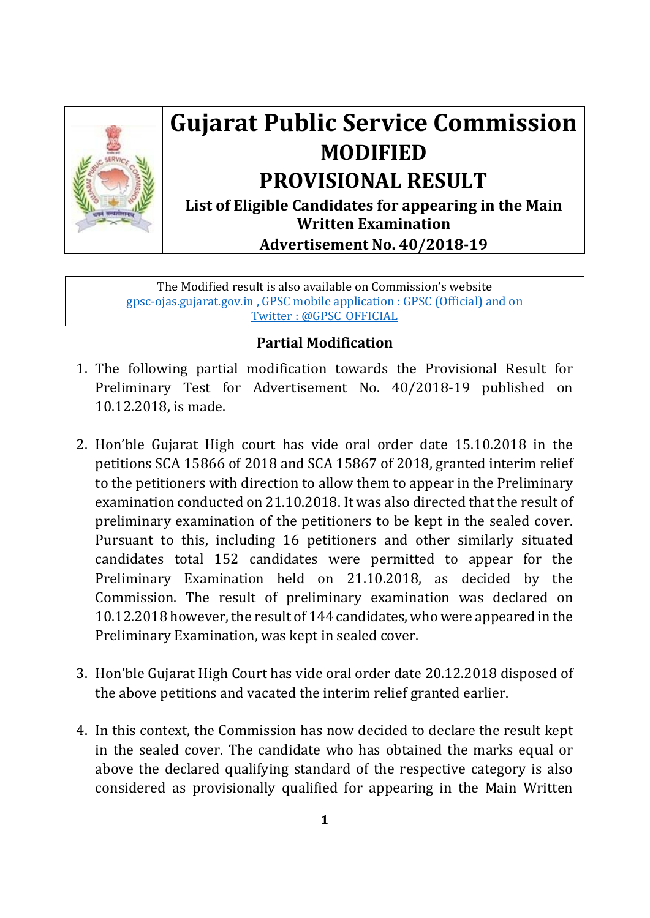# Gujarat Public Service Commission

## MODIFIED

## PROVISIONAL RESULT

### List of Eligible Candidates for appearing in the Main Written Examination

### Advertisement No. 40/2018-19

The Modified result is also available on Commission's website gpsc-ojas.gujarat.gov.in , GPSC mobile application : GPSC (Official) and on Twitter : @GPSC_OFFICIAL

### Partial Modification

1. The following partial modification towards the Provisional Result for Preliminary Test for Advertisement No. 40/2018-19 published on 10.12.2018, is made.

2. Hon'ble Gujarat High court has vide oral order date 15.10.2018 in the petitions SCA 15866 of 2018 and SCA 15867 of 2018, granted interim relief to the petitioners with direction to allow them to appear in the Preliminary examination conducted on 21.10.2018. It was also directed that the result of preliminary examination of the petitioners to be kept in the sealed cover. Pursuant to this, including 16 petitioners and other similarly situated candidates total 152 candidates were permitted to appear for the Preliminary Examination held on 21.10.2018, as decided by the Commission. The result of preliminary examination was declared on 10.12.2018 however, the result of 144 candidates, who were appeared in the Preliminary Examination, was kept in sealed cover.

3. Hon'ble Gujarat High Court has vide oral order date 20.12.2018 disposed of the above petitions and vacated the interim relief granted earlier.

4. In this context, the Commission has now decided to declare the result kept in the sealed cover. The candidate who has obtained the marks equal or above the declared qualifying standard of the respective category is also considered as provisionally qualified for appearing in the Main Written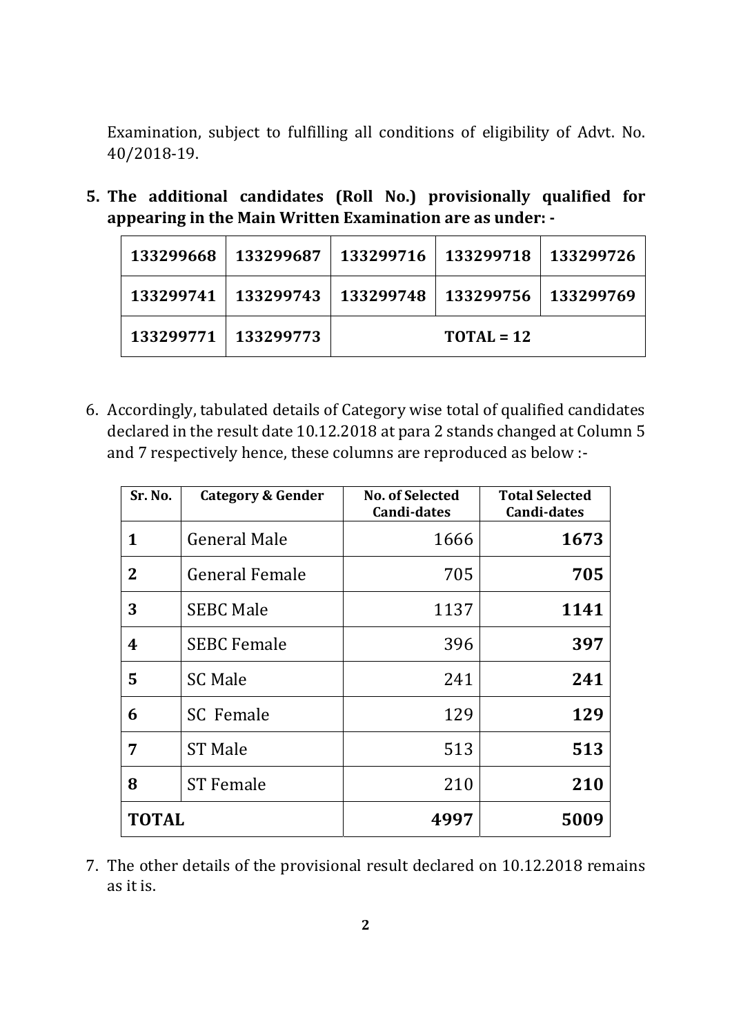Examination, subject to fulfilling all conditions of eligibility of Advt. No. 40/2018-19.

5. **The additional candidates (Roll No.) provisionally qualified for appearing in the Main Written Examination are as under: -**

| | | | | |
|---|---|---|---|---|
| **133299668** | **133299687** | **133299716** | **133299718** | **133299726** |
| **133299741** | **133299743** | **133299748** | **133299756** | **133299769** |
| **133299771** | **133299773** | **TOTAL = 12** | | |

6. Accordingly, tabulated details of Category wise total of qualified candidates declared in the result date 10.12.2018 at para 2 stands changed at Column 5 and 7 respectively hence, these columns are reproduced as below :-

| Sr. No. | Category & Gender | No. of Selected Candi-dates | Total Selected Candi-dates |
|---|---|---|---|
| **1** | General Male | 1666 | **1673** |
| **2** | General Female | 705 | **705** |
| **3** | SEBC Male | 1137 | **1141** |
| **4** | SEBC Female | 396 | **397** |
| **5** | SC Male | 241 | **241** |
| **6** | SC Female | 129 | **129** |
| **7** | ST Male | 513 | **513** |
| **8** | ST Female | 210 | **210** |
| **TOTAL** | | **4997** | **5009** |

7. The other details of the provisional result declared on 10.12.2018 remains as it is.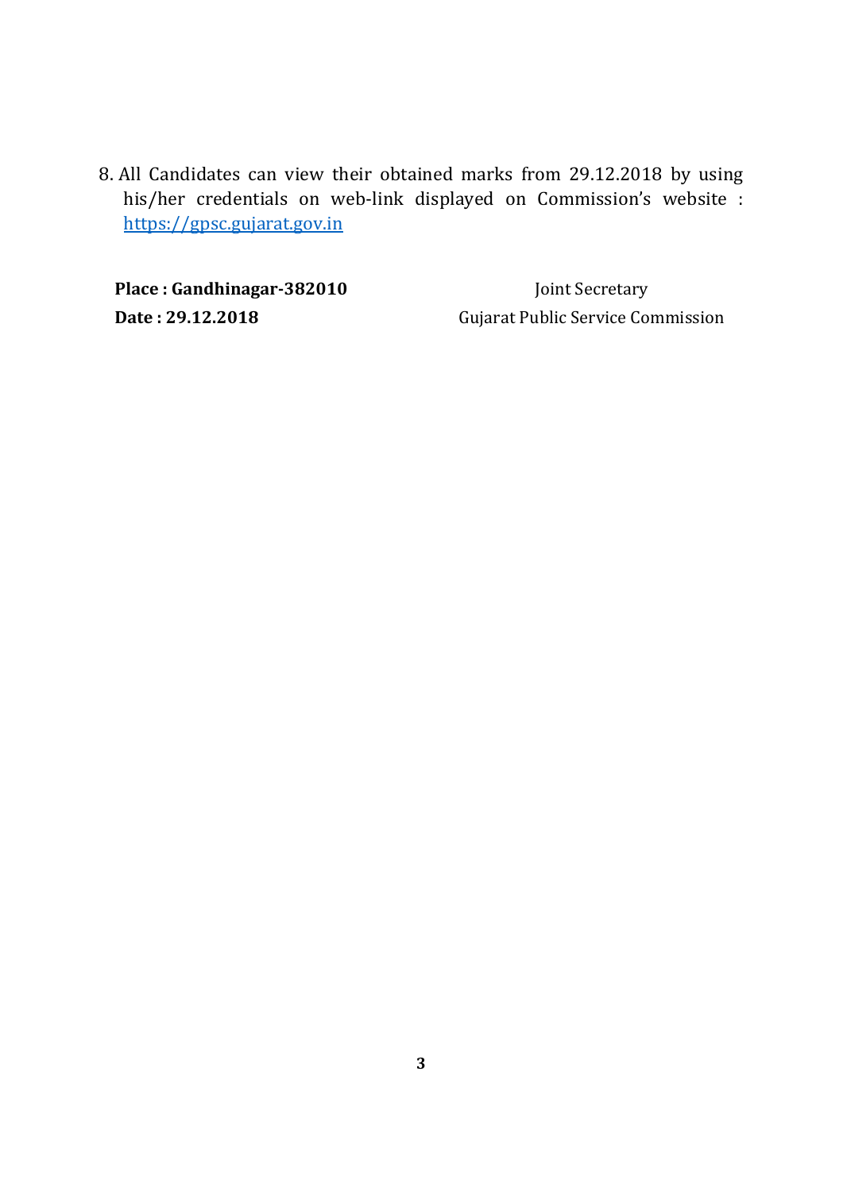8. All Candidates can view their obtained marks from 29.12.2018 by using his/her credentials on web-link displayed on Commission's website : https://gpsc.gujarat.gov.in

**Place : Gandhinagar-382010**
**Date : 29.12.2018**

Joint Secretary
Gujarat Public Service Commission